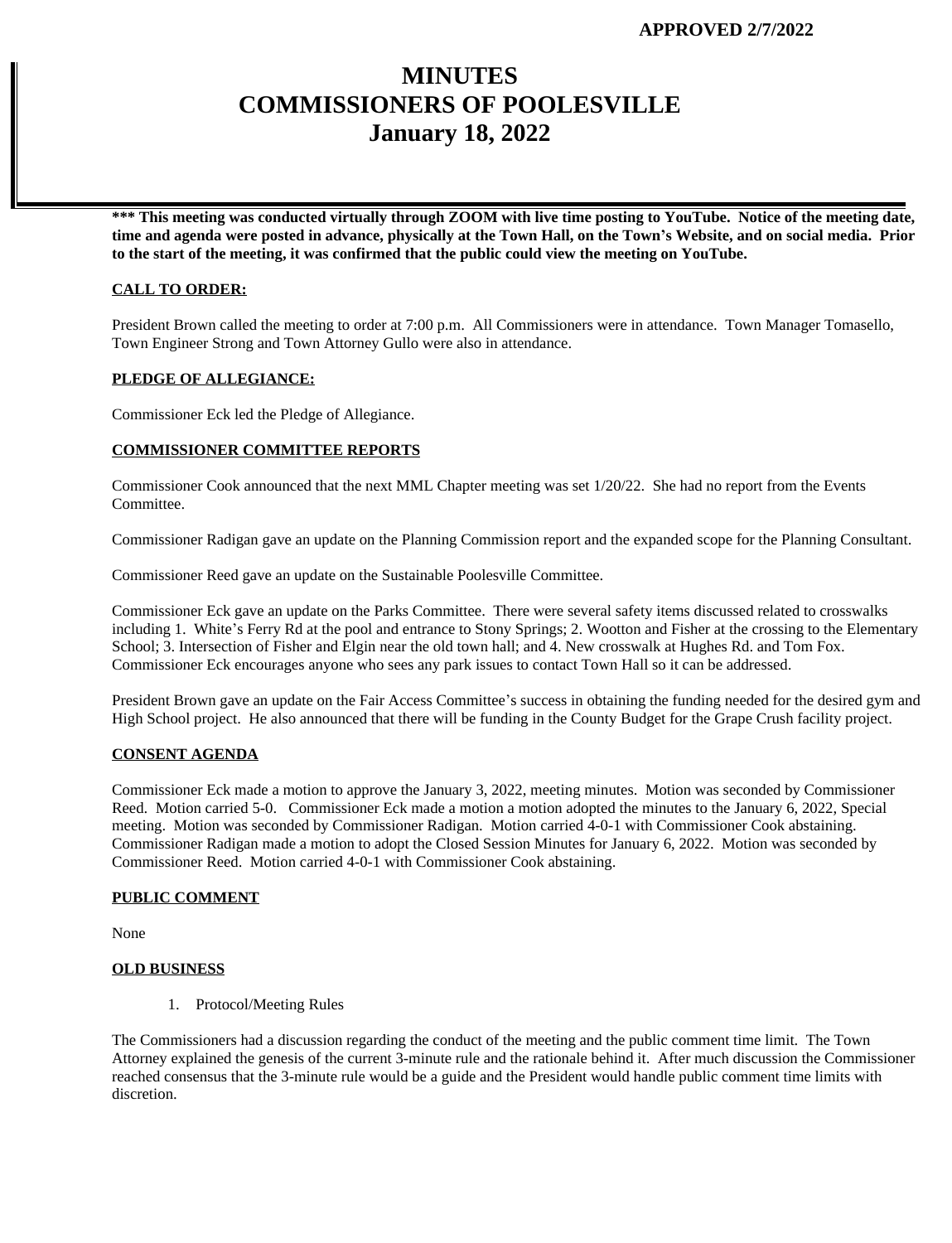**APPROVED 2/7/2022**

# MINUTES
# COMMISSIONERS OF POOLESVILLE
# January 18, 2022

**\*\*\* This meeting was conducted virtually through ZOOM with live time posting to YouTube. Notice of the meeting date, time and agenda were posted in advance, physically at the Town Hall, on the Town's Website, and on social media. Prior to the start of the meeting, it was confirmed that the public could view the meeting on YouTube.**

## CALL TO ORDER:

President Brown called the meeting to order at 7:00 p.m. All Commissioners were in attendance. Town Manager Tomasello, Town Engineer Strong and Town Attorney Gullo were also in attendance.

## PLEDGE OF ALLEGIANCE:

Commissioner Eck led the Pledge of Allegiance.

## COMMISSIONER COMMITTEE REPORTS

Commissioner Cook announced that the next MML Chapter meeting was set 1/20/22. She had no report from the Events Committee.

Commissioner Radigan gave an update on the Planning Commission report and the expanded scope for the Planning Consultant.

Commissioner Reed gave an update on the Sustainable Poolesville Committee.

Commissioner Eck gave an update on the Parks Committee. There were several safety items discussed related to crosswalks including 1. White's Ferry Rd at the pool and entrance to Stony Springs; 2. Wootton and Fisher at the crossing to the Elementary School; 3. Intersection of Fisher and Elgin near the old town hall; and 4. New crosswalk at Hughes Rd. and Tom Fox. Commissioner Eck encourages anyone who sees any park issues to contact Town Hall so it can be addressed.

President Brown gave an update on the Fair Access Committee's success in obtaining the funding needed for the desired gym and High School project. He also announced that there will be funding in the County Budget for the Grape Crush facility project.

## CONSENT AGENDA

Commissioner Eck made a motion to approve the January 3, 2022, meeting minutes. Motion was seconded by Commissioner Reed. Motion carried 5-0. Commissioner Eck made a motion a motion adopted the minutes to the January 6, 2022, Special meeting. Motion was seconded by Commissioner Radigan. Motion carried 4-0-1 with Commissioner Cook abstaining. Commissioner Radigan made a motion to adopt the Closed Session Minutes for January 6, 2022. Motion was seconded by Commissioner Reed. Motion carried 4-0-1 with Commissioner Cook abstaining.

## PUBLIC COMMENT

None

## OLD BUSINESS

1. Protocol/Meeting Rules

The Commissioners had a discussion regarding the conduct of the meeting and the public comment time limit. The Town Attorney explained the genesis of the current 3-minute rule and the rationale behind it. After much discussion the Commissioner reached consensus that the 3-minute rule would be a guide and the President would handle public comment time limits with discretion.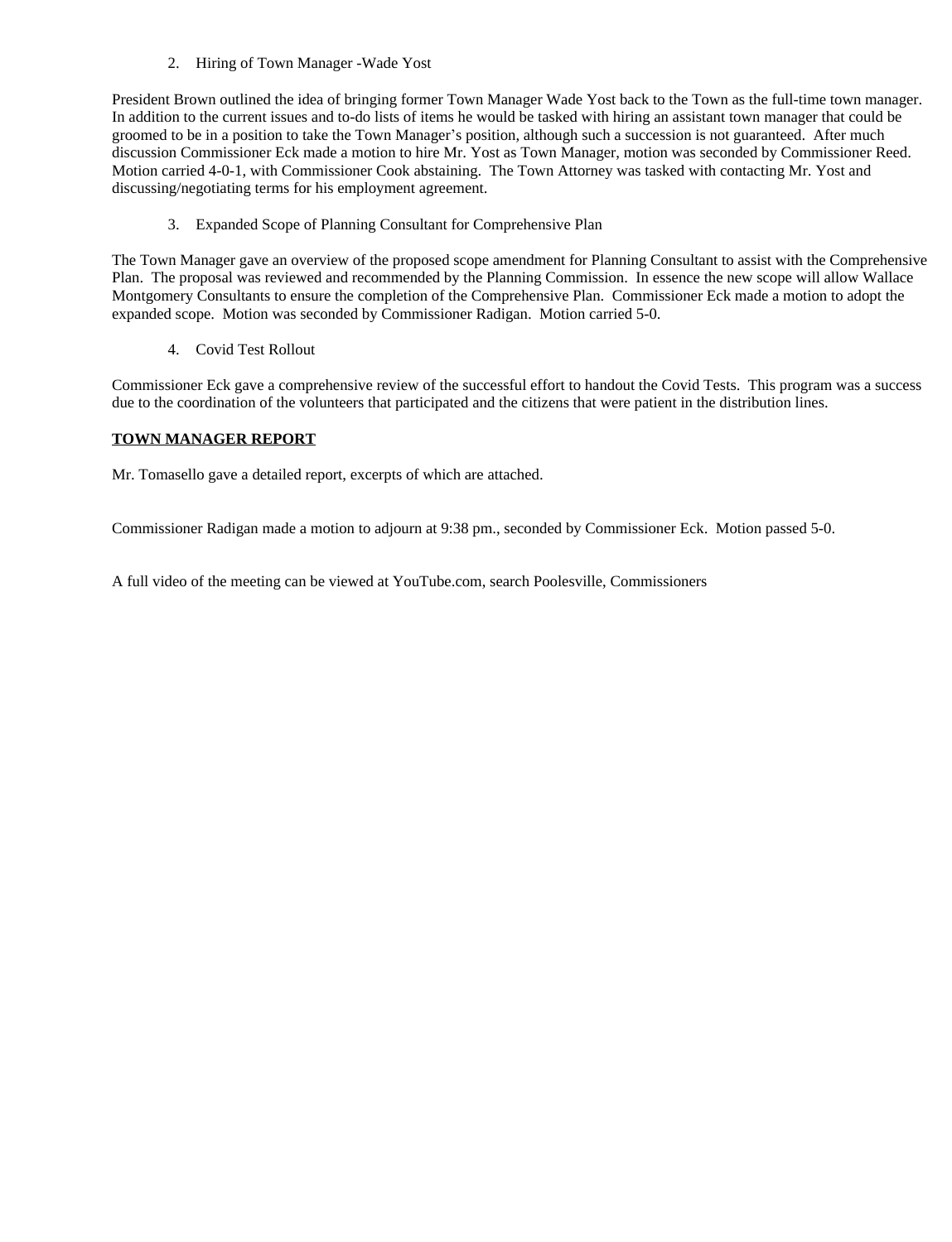2. Hiring of Town Manager -Wade Yost

President Brown outlined the idea of bringing former Town Manager Wade Yost back to the Town as the full-time town manager. In addition to the current issues and to-do lists of items he would be tasked with hiring an assistant town manager that could be groomed to be in a position to take the Town Manager's position, although such a succession is not guaranteed. After much discussion Commissioner Eck made a motion to hire Mr. Yost as Town Manager, motion was seconded by Commissioner Reed. Motion carried 4-0-1, with Commissioner Cook abstaining. The Town Attorney was tasked with contacting Mr. Yost and discussing/negotiating terms for his employment agreement.

3. Expanded Scope of Planning Consultant for Comprehensive Plan

The Town Manager gave an overview of the proposed scope amendment for Planning Consultant to assist with the Comprehensive Plan. The proposal was reviewed and recommended by the Planning Commission. In essence the new scope will allow Wallace Montgomery Consultants to ensure the completion of the Comprehensive Plan. Commissioner Eck made a motion to adopt the expanded scope. Motion was seconded by Commissioner Radigan. Motion carried 5-0.

4. Covid Test Rollout

Commissioner Eck gave a comprehensive review of the successful effort to handout the Covid Tests. This program was a success due to the coordination of the volunteers that participated and the citizens that were patient in the distribution lines.

**TOWN MANAGER REPORT**

Mr. Tomasello gave a detailed report, excerpts of which are attached.

Commissioner Radigan made a motion to adjourn at 9:38 pm., seconded by Commissioner Eck. Motion passed 5-0.

A full video of the meeting can be viewed at YouTube.com, search Poolesville, Commissioners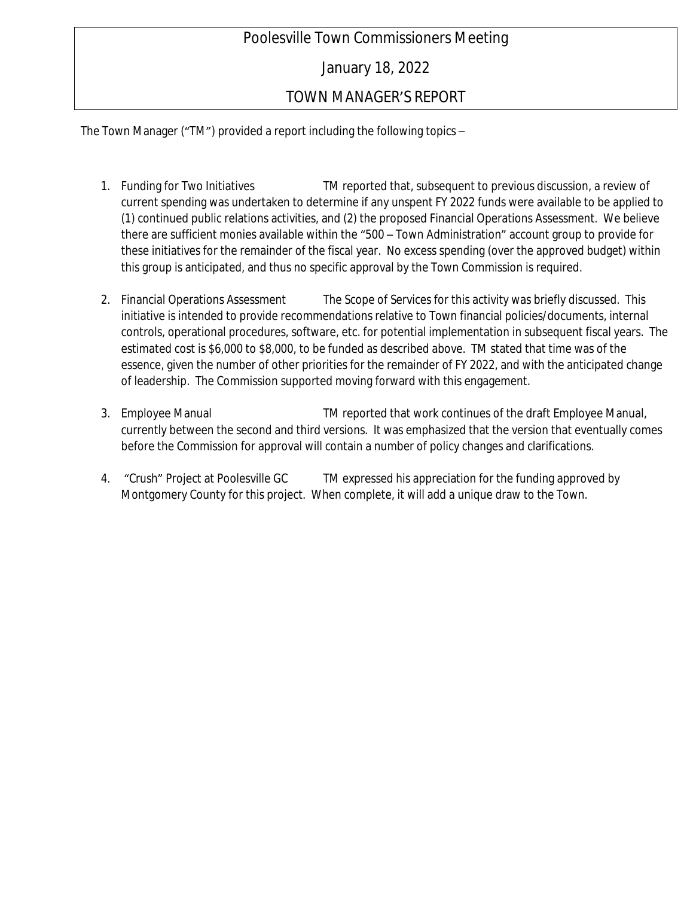# Poolesville Town Commissioners Meeting

## January 18, 2022

## TOWN MANAGER'S REPORT

The Town Manager ("TM") provided a report including the following topics –

1. Funding for Two Initiatives — TM reported that, subsequent to previous discussion, a review of current spending was undertaken to determine if any unspent FY 2022 funds were available to be applied to (1) continued public relations activities, and (2) the proposed Financial Operations Assessment. We believe there are sufficient monies available within the "500 – Town Administration" account group to provide for these initiatives for the remainder of the fiscal year. No excess spending (over the approved budget) within this group is anticipated, and thus no specific approval by the Town Commission is required.

2. Financial Operations Assessment — The Scope of Services for this activity was briefly discussed. This initiative is intended to provide recommendations relative to Town financial policies/documents, internal controls, operational procedures, software, etc. for potential implementation in subsequent fiscal years. The estimated cost is $6,000 to $8,000, to be funded as described above. TM stated that time was of the essence, given the number of other priorities for the remainder of FY 2022, and with the anticipated change of leadership. The Commission supported moving forward with this engagement.

3. Employee Manual — TM reported that work continues of the draft Employee Manual, currently between the second and third versions. It was emphasized that the version that eventually comes before the Commission for approval will contain a number of policy changes and clarifications.

4. "Crush" Project at Poolesville GC — TM expressed his appreciation for the funding approved by Montgomery County for this project. When complete, it will add a unique draw to the Town.